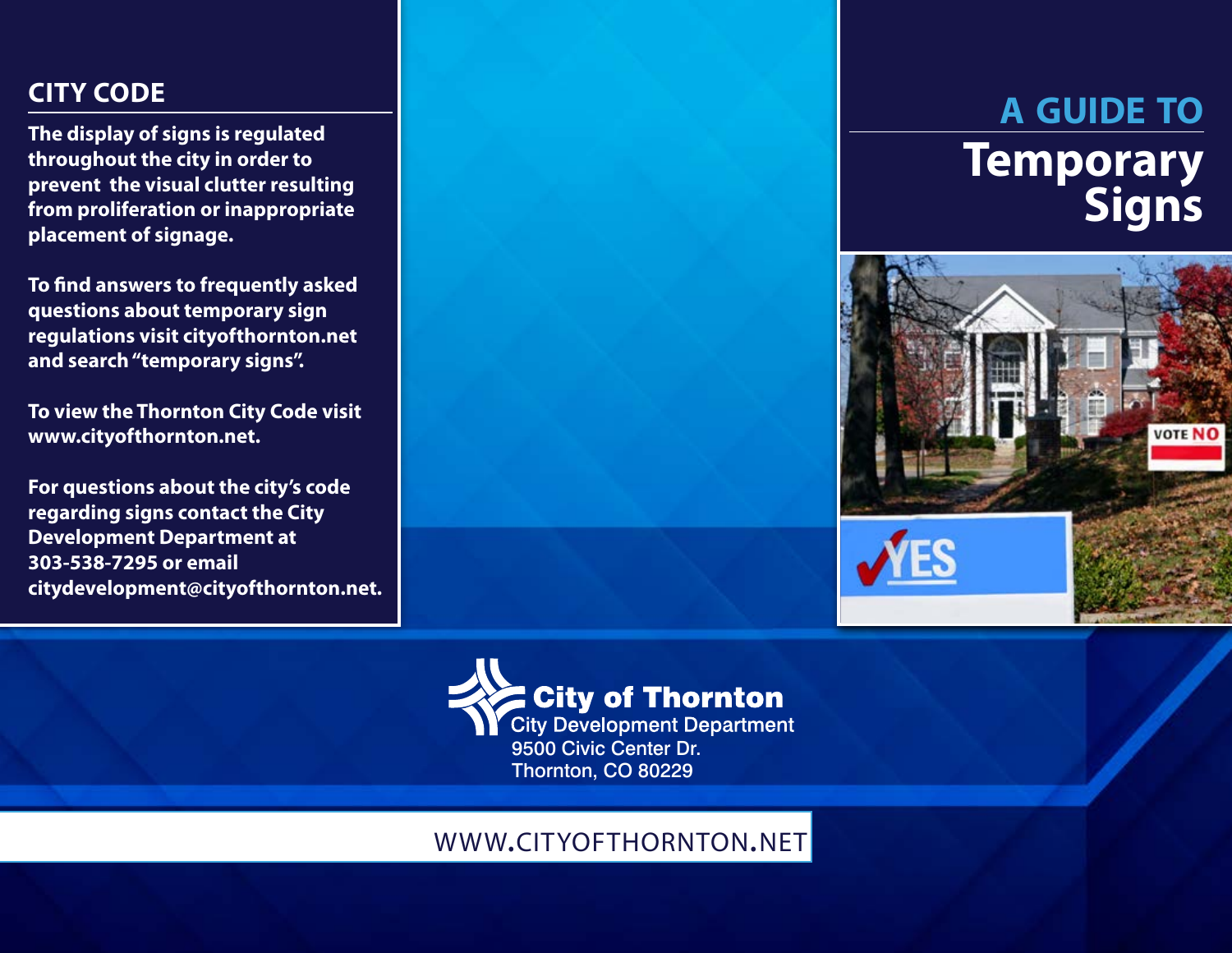# A GUIDE TO Temporary Signs

## CITY CODE

**The display of signs is regulated throughout the city in order to prevent the visual clutter resulting from proliferation or inappropriate placement of signage.**

**To find answers to frequently asked questions about temporary sign regulations visit cityofthornton.net and search "temporary signs".**

**To view the Thornton City Code visit www.cityofthornton.net.**

**For questions about the city's code regarding signs contact the City Development Department at 303-538-7295 or email citydevelopment@cityofthornton.net.**

**City of Thornton**
City Development Department
9500 Civic Center Dr.
Thornton, CO 80229

WWW.CITYOFTHORNTON.NET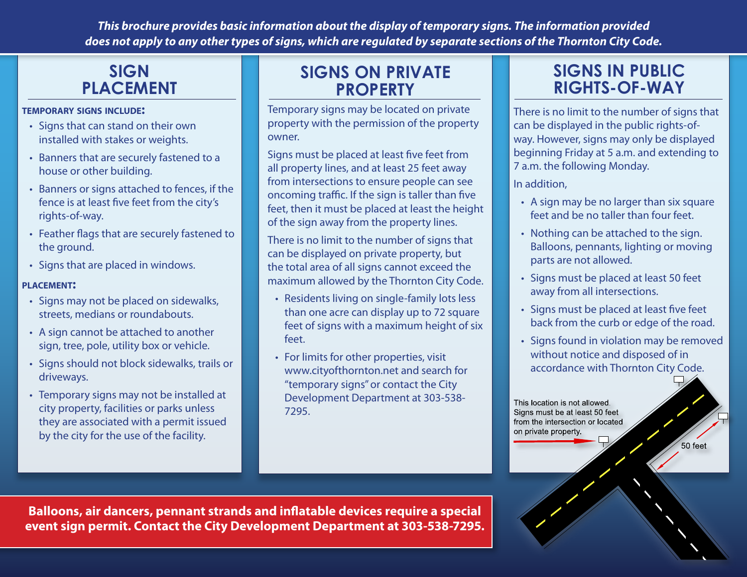*This brochure provides basic information about the display of temporary signs. The information provided does not apply to any other types of signs, which are regulated by separate sections of the Thornton City Code.*

## SIGN PLACEMENT

**TEMPORARY SIGNS INCLUDE:**

- Signs that can stand on their own installed with stakes or weights.
- Banners that are securely fastened to a house or other building.
- Banners or signs attached to fences, if the fence is at least five feet from the city's rights-of-way.
- Feather flags that are securely fastened to the ground.
- Signs that are placed in windows.

**PLACEMENT:**

- Signs may not be placed on sidewalks, streets, medians or roundabouts.
- A sign cannot be attached to another sign, tree, pole, utility box or vehicle.
- Signs should not block sidewalks, trails or driveways.
- Temporary signs may not be installed at city property, facilities or parks unless they are associated with a permit issued by the city for the use of the facility.

## SIGNS ON PRIVATE PROPERTY

Temporary signs may be located on private property with the permission of the property owner.

Signs must be placed at least five feet from all property lines, and at least 25 feet away from intersections to ensure people can see oncoming traffic. If the sign is taller than five feet, then it must be placed at least the height of the sign away from the property lines.

There is no limit to the number of signs that can be displayed on private property, but the total area of all signs cannot exceed the maximum allowed by the Thornton City Code.

- Residents living on single-family lots less than one acre can display up to 72 square feet of signs with a maximum height of six feet.
- For limits for other properties, visit www.cityofthornton.net and search for "temporary signs" or contact the City Development Department at 303-538-7295.

## SIGNS IN PUBLIC RIGHTS-OF-WAY

There is no limit to the number of signs that can be displayed in the public rights-of-way. However, signs may only be displayed beginning Friday at 5 a.m. and extending to 7 a.m. the following Monday.

In addition,

- A sign may be no larger than six square feet and be no taller than four feet.
- Nothing can be attached to the sign. Balloons, pennants, lighting or moving parts are not allowed.
- Signs must be placed at least 50 feet away from all intersections.
- Signs must be placed at least five feet back from the curb or edge of the road.
- Signs found in violation may be removed without notice and disposed of in accordance with Thornton City Code.

This location is not allowed. Signs must be at least 50 feet from the intersection or located on private property.

50 feet

**Balloons, air dancers, pennant strands and inflatable devices require a special event sign permit. Contact the City Development Department at 303-538-7295.**